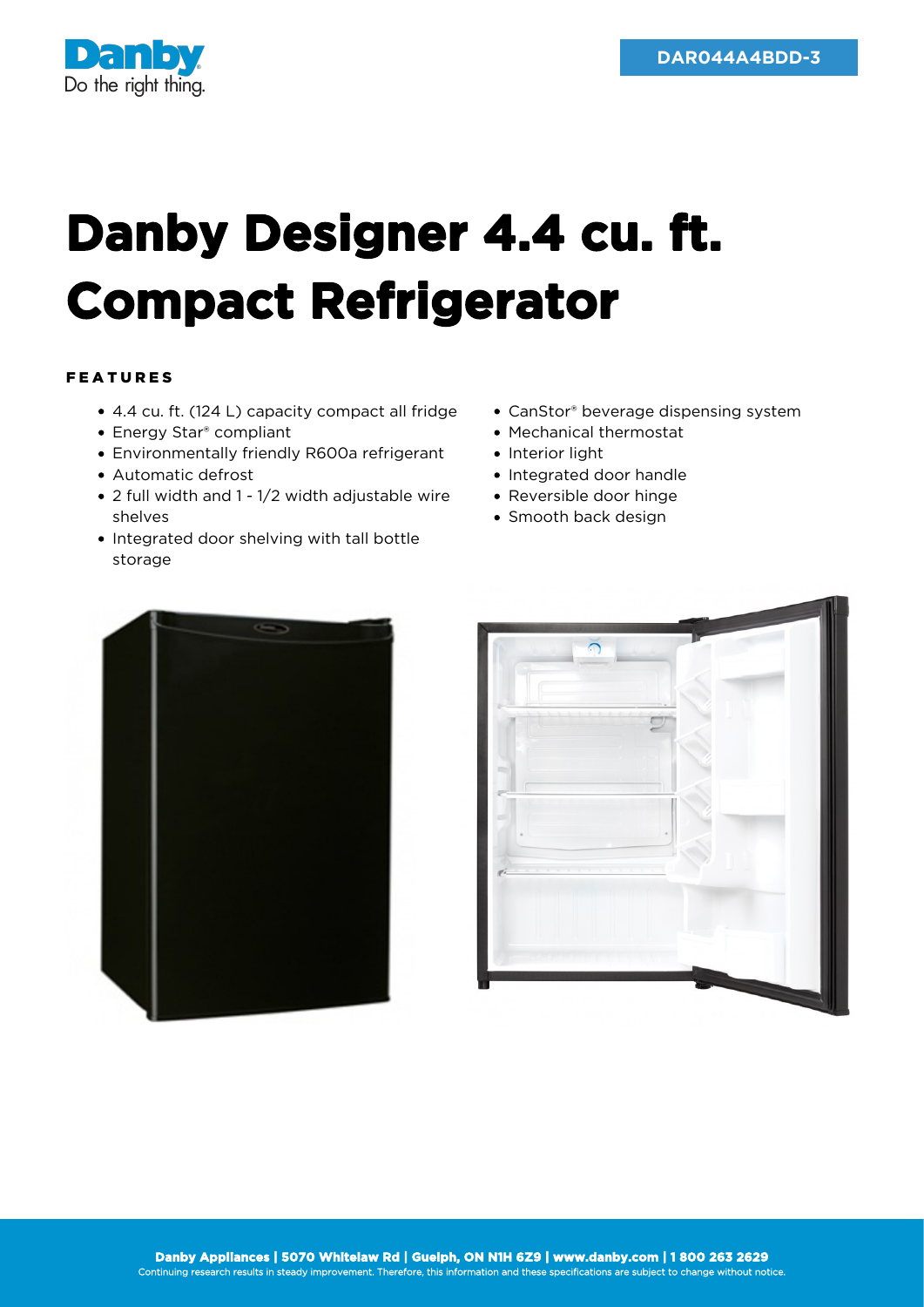Danby

Do the right thing.

DAR044A4BDD-3

# Danby Designer 4.4 cu. ft. Compact Refrigerator

## FEATURES

- 4.4 cu. ft. (124 L) capacity compact all fridge
- Energy Star® compliant
- Environmentally friendly R600a refrigerant
- Automatic defrost
- 2 full width and 1 - 1/2 width adjustable wire shelves
- Integrated door shelving with tall bottle storage
- CanStor® beverage dispensing system
- Mechanical thermostat
- Interior light
- Integrated door handle
- Reversible door hinge
- Smooth back design

**Danby Appliances | 5070 Whitelaw Rd | Guelph, ON N1H 6Z9 | www.danby.com | 1 800 263 2629**

Continuing research results in steady improvement. Therefore, this information and these specifications are subject to change without notice.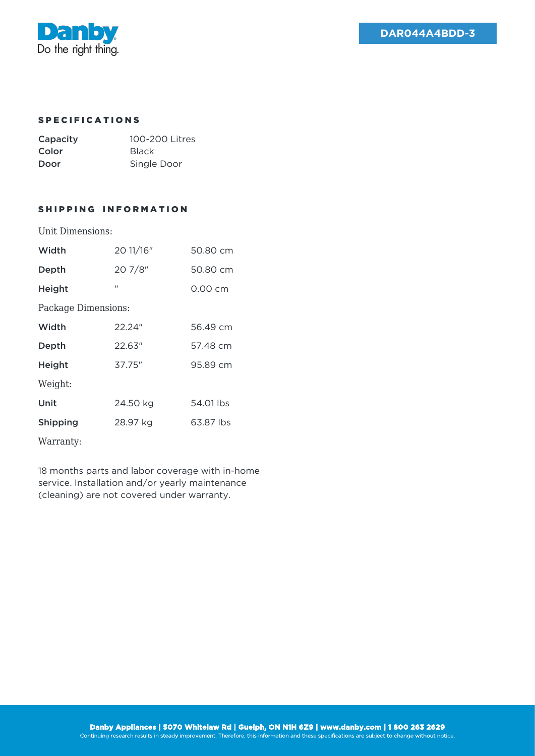DAR044A4BDD-3

## SPECIFICATIONS

| | |
|---|---|
| **Capacity** | 100-200 Litres |
| **Color** | Black |
| **Door** | Single Door |

## SHIPPING INFORMATION

Unit Dimensions:

| | | |
|---|---|---|
| **Width** | 20 11/16″ | 50.80 cm |
| **Depth** | 20 7/8″ | 50.80 cm |
| **Height** | ″ | 0.00 cm |

Package Dimensions:

| | | |
|---|---|---|
| **Width** | 22.24″ | 56.49 cm |
| **Depth** | 22.63″ | 57.48 cm |
| **Height** | 37.75″ | 95.89 cm |

Weight:

| | | |
|---|---|---|
| **Unit** | 24.50 kg | 54.01 lbs |
| **Shipping** | 28.97 kg | 63.87 lbs |

Warranty:

18 months parts and labor coverage with in-home service. Installation and/or yearly maintenance (cleaning) are not covered under warranty.

**Danby Appliances | 5070 Whitelaw Rd | Guelph, ON N1H 6Z9 | www.danby.com | 1 800 263 2629**

Continuing research results in steady improvement. Therefore, this information and these specifications are subject to change without notice.